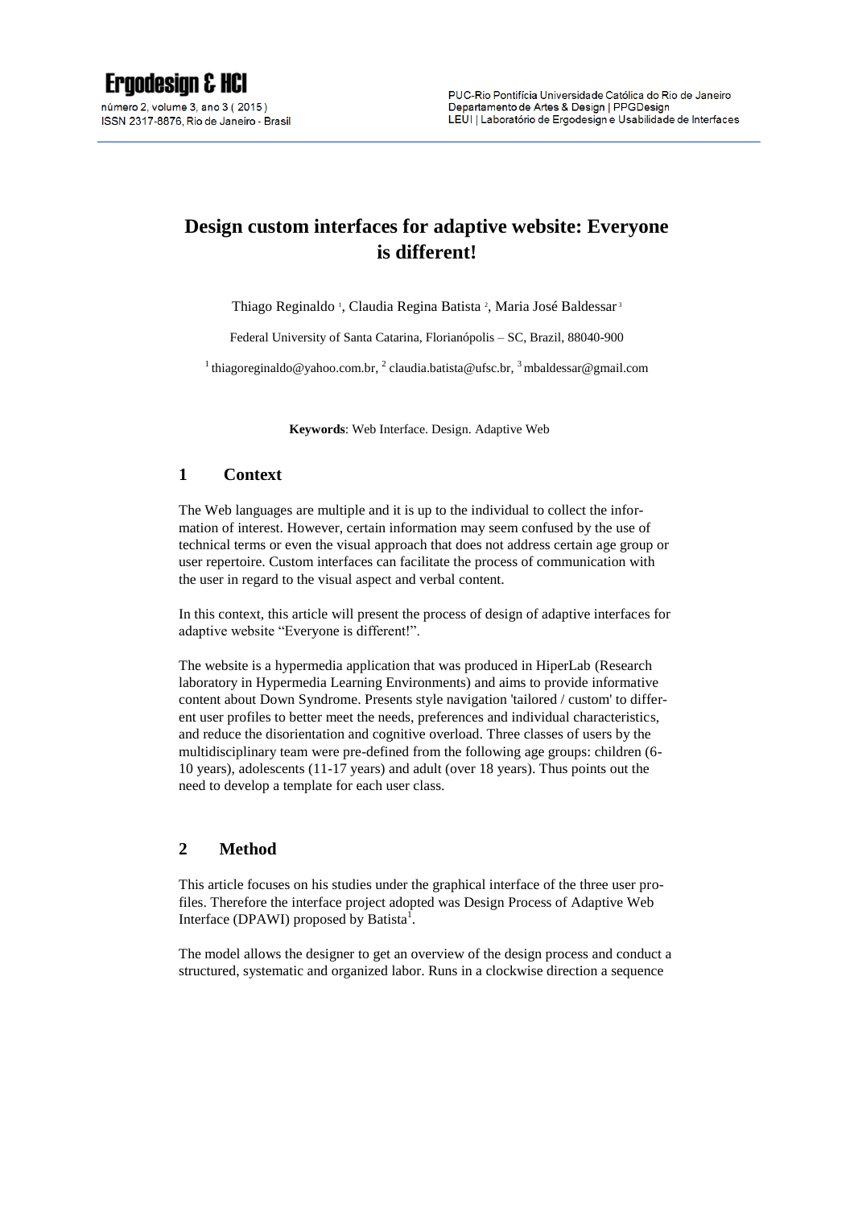# Design custom interfaces for adaptive website: Everyone is different!

Thiago Reginaldo [1], Claudia Regina Batista [2], Maria José Baldessar [3]

Federal University of Santa Catarina, Florianópolis – SC, Brazil, 88040-900

[1] thiagoreginaldo@yahoo.com.br, [2] claudia.batista@ufsc.br, [3] mbaldessar@gmail.com

**Keywords**: Web Interface. Design. Adaptive Web

## 1 Context

The Web languages are multiple and it is up to the individual to collect the information of interest. However, certain information may seem confused by the use of technical terms or even the visual approach that does not address certain age group or user repertoire. Custom interfaces can facilitate the process of communication with the user in regard to the visual aspect and verbal content.

In this context, this article will present the process of design of adaptive interfaces for adaptive website "Everyone is different!".

The website is a hypermedia application that was produced in HiperLab (Research laboratory in Hypermedia Learning Environments) and aims to provide informative content about Down Syndrome. Presents style navigation 'tailored / custom' to different user profiles to better meet the needs, preferences and individual characteristics, and reduce the disorientation and cognitive overload. Three classes of users by the multidisciplinary team were pre-defined from the following age groups: children (6-10 years), adolescents (11-17 years) and adult (over 18 years). Thus points out the need to develop a template for each user class.

## 2 Method

This article focuses on his studies under the graphical interface of the three user profiles. Therefore the interface project adopted was Design Process of Adaptive Web Interface (DPAWI) proposed by Batista[1].

The model allows the designer to get an overview of the design process and conduct a structured, systematic and organized labor. Runs in a clockwise direction a sequence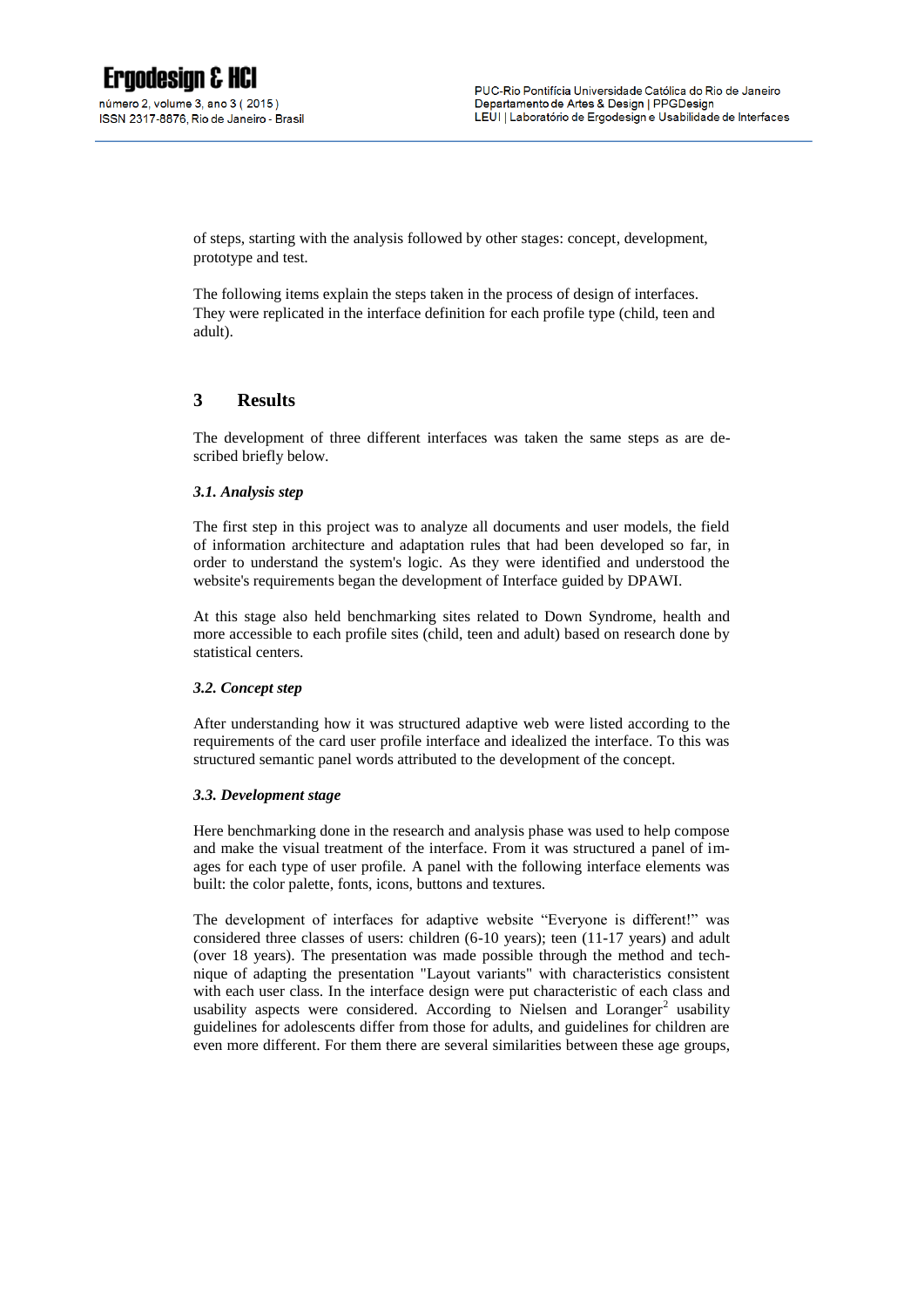of steps, starting with the analysis followed by other stages: concept, development, prototype and test.

The following items explain the steps taken in the process of design of interfaces. They were replicated in the interface definition for each profile type (child, teen and adult).

## 3 Results

The development of three different interfaces was taken the same steps as are described briefly below.

### *3.1. Analysis step*

The first step in this project was to analyze all documents and user models, the field of information architecture and adaptation rules that had been developed so far, in order to understand the system's logic. As they were identified and understood the website's requirements began the development of Interface guided by DPAWI.

At this stage also held benchmarking sites related to Down Syndrome, health and more accessible to each profile sites (child, teen and adult) based on research done by statistical centers.

### *3.2. Concept step*

After understanding how it was structured adaptive web were listed according to the requirements of the card user profile interface and idealized the interface. To this was structured semantic panel words attributed to the development of the concept.

### *3.3. Development stage*

Here benchmarking done in the research and analysis phase was used to help compose and make the visual treatment of the interface. From it was structured a panel of images for each type of user profile. A panel with the following interface elements was built: the color palette, fonts, icons, buttons and textures.

The development of interfaces for adaptive website "Everyone is different!" was considered three classes of users: children (6-10 years); teen (11-17 years) and adult (over 18 years). The presentation was made possible through the method and technique of adapting the presentation "Layout variants" with characteristics consistent with each user class. In the interface design were put characteristic of each class and usability aspects were considered. According to Nielsen and Loranger[2] usability guidelines for adolescents differ from those for adults, and guidelines for children are even more different. For them there are several similarities between these age groups,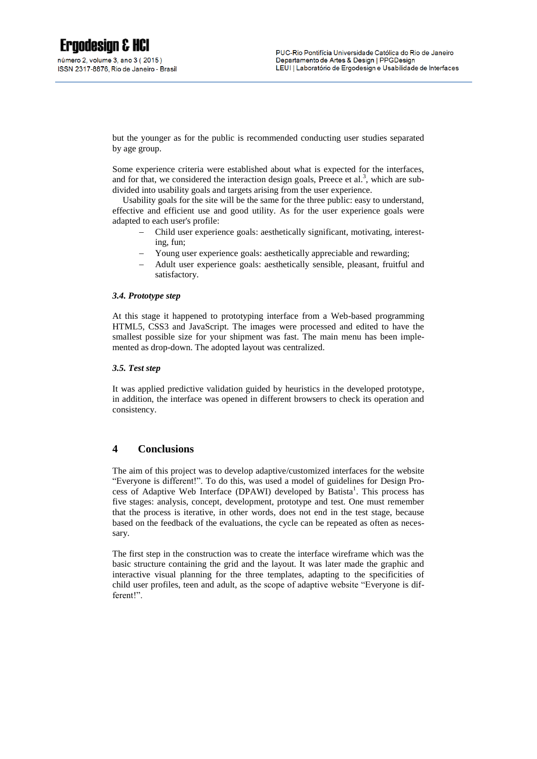but the younger as for the public is recommended conducting user studies separated by age group.

Some experience criteria were established about what is expected for the interfaces, and for that, we considered the interaction design goals, Preece et al.[3], which are subdivided into usability goals and targets arising from the user experience.

Usability goals for the site will be the same for the three public: easy to understand, effective and efficient use and good utility. As for the user experience goals were adapted to each user's profile:

- Child user experience goals: aesthetically significant, motivating, interesting, fun;
- Young user experience goals: aesthetically appreciable and rewarding;
- Adult user experience goals: aesthetically sensible, pleasant, fruitful and satisfactory.

### *3.4. Prototype step*

At this stage it happened to prototyping interface from a Web-based programming HTML5, CSS3 and JavaScript. The images were processed and edited to have the smallest possible size for your shipment was fast. The main menu has been implemented as drop-down. The adopted layout was centralized.

### *3.5. Test step*

It was applied predictive validation guided by heuristics in the developed prototype, in addition, the interface was opened in different browsers to check its operation and consistency.

## 4 Conclusions

The aim of this project was to develop adaptive/customized interfaces for the website "Everyone is different!". To do this, was used a model of guidelines for Design Process of Adaptive Web Interface (DPAWI) developed by Batista[1]. This process has five stages: analysis, concept, development, prototype and test. One must remember that the process is iterative, in other words, does not end in the test stage, because based on the feedback of the evaluations, the cycle can be repeated as often as necessary.

The first step in the construction was to create the interface wireframe which was the basic structure containing the grid and the layout. It was later made the graphic and interactive visual planning for the three templates, adapting to the specificities of child user profiles, teen and adult, as the scope of adaptive website "Everyone is different!".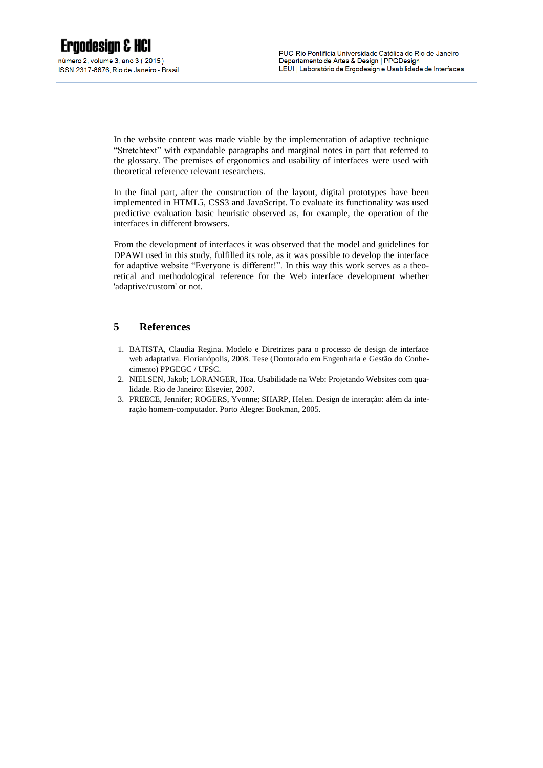In the website content was made viable by the implementation of adaptive technique "Stretchtext" with expandable paragraphs and marginal notes in part that referred to the glossary. The premises of ergonomics and usability of interfaces were used with theoretical reference relevant researchers.

In the final part, after the construction of the layout, digital prototypes have been implemented in HTML5, CSS3 and JavaScript. To evaluate its functionality was used predictive evaluation basic heuristic observed as, for example, the operation of the interfaces in different browsers.

From the development of interfaces it was observed that the model and guidelines for DPAWI used in this study, fulfilled its role, as it was possible to develop the interface for adaptive website "Everyone is different!". In this way this work serves as a theoretical and methodological reference for the Web interface development whether 'adaptive/custom' or not.

## 5 References

1. BATISTA, Claudia Regina. Modelo e Diretrizes para o processo de design de interface web adaptativa. Florianópolis, 2008. Tese (Doutorado em Engenharia e Gestão do Conhecimento) PPGEGC / UFSC.
2. NIELSEN, Jakob; LORANGER, Hoa. Usabilidade na Web: Projetando Websites com qualidade. Rio de Janeiro: Elsevier, 2007.
3. PREECE, Jennifer; ROGERS, Yvonne; SHARP, Helen. Design de interação: além da interação homem-computador. Porto Alegre: Bookman, 2005.